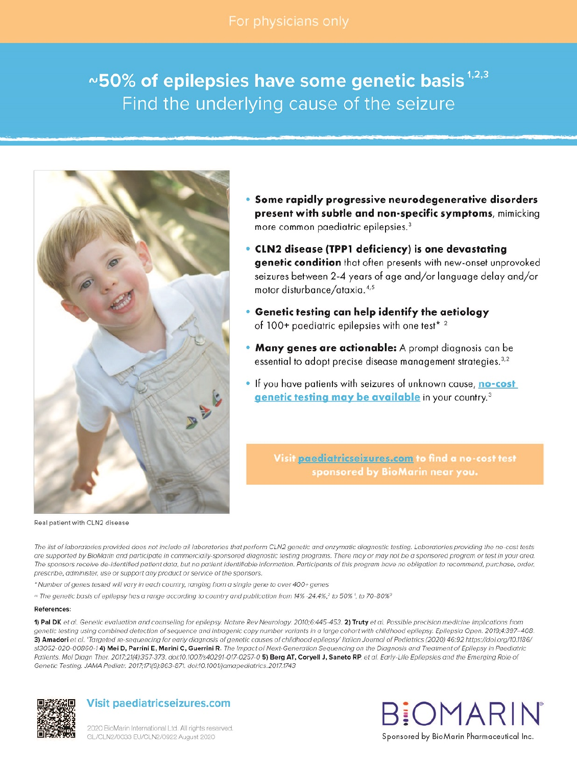For physicians only

# ~50% of epilepsies have some genetic basis [1,2,3]

## Find the underlying cause of the seizure

- **Some rapidly progressive neurodegenerative disorders present with subtle and non-specific symptoms**, mimicking more common paediatric epilepsies.[3]
- **CLN2 disease (TPP1 deficiency) is one devastating genetic condition** that often presents with new-onset unprovoked seizures between 2-4 years of age and/or language delay and/or motor disturbance/ataxia.[4,5]
- **Genetic testing can help identify the aetiology** of 100+ paediatric epilepsies with one test* [2]
- **Many genes are actionable:** A prompt diagnosis can be essential to adopt precise disease management strategies.[3,2]
- If you have patients with seizures of unknown cause, **no-cost genetic testing may be available** in your country.[3]

**Visit paediatricseizures.com to find a no-cost test sponsored by BioMarin near you.**

Real patient with CLN2 disease

*The list of laboratories provided does not include all laboratories that perform CLN2 genetic and enzymatic diagnostic testing. Laboratories providing the no-cost tests are supported by BioMarin and participate in commercially-sponsored diagnostic testing programs. There may or may not be a sponsored program or test in your area. The sponsors receive de-identified patient data, but no patient identifiable information. Participants of this program have no obligation to recommend, purchase, order, prescribe, administer, use or support any product or service of the sponsors.*

*\*Number of genes tested will vary in each country, ranging from a single gene to over 400+ genes*

*~ The genetic basis of epilepsy has a range according to country and publication from 14% -24.4%,[2] to 50% [1], to 70-80%[3]*

**References:**

**1) Pal DK** *et al. Genetic evaluation and counseling for epilepsy. Nature Rev Neurology. 2010;6:445-453.* **2) Truty** *et al. Possible precision medicine implications from genetic testing using combined detection of sequence and intragenic copy number variants in a large cohort with childhood epilepsy. Epilepsia Open. 2019;4:397–408.* **3) Amadori** *et al. 'Targeted re-sequencing for early diagnosis of genetic causes of childhood epilepsy' Italian Journal of Pediatrics (2020) 46:92 https://doi.org/10.1186/s13052-020-00860-1* **4) Mei D, Parrini E, Marini C, Guerrini R.** *The Impact of Next-Generation Sequencing on the Diagnosis and Treatment of Epilepsy in Paediatric Patients. Mol Diagn Ther. 2017;21(4):357-373. doi:10.1007/s40291-017-0257-0* **5) Berg AT, Coryell J, Saneto RP** *et al. Early-Life Epilepsies and the Emerging Role of Genetic Testing. JAMA Pediatr. 2017;171(9):863-871. doi:10.1001/jamapediatrics.2017.1743*

**Visit paediatricseizures.com**

2020 BioMarin International Ltd. All rights reserved.
GL/CLN2/0033 EU/CLN2/0922 August 2020

BIOMARIN®

Sponsored by BioMarin Pharmaceutical Inc.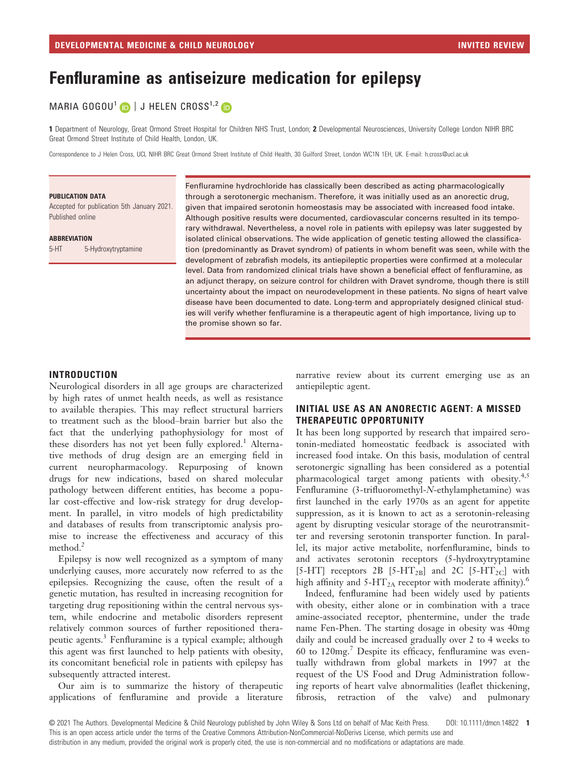# Fenfluramine as antiseizure medication for epilepsy

MARIA GOGOU[1] | J HELEN CROSS[1,2]

**1** Department of Neurology, Great Ormond Street Hospital for Children NHS Trust, London; **2** Developmental Neurosciences, University College London NIHR BRC Great Ormond Street Institute of Child Health, London, UK.

Correspondence to J Helen Cross, UCL NIHR BRC Great Ormond Street Institute of Child Health, 30 Guilford Street, London WC1N 1EH, UK. E-mail: h.cross@ucl.ac.uk

**PUBLICATION DATA**

Accepted for publication 5th January 2021.
Published online

**ABBREVIATION**

5-HT 5-Hydroxytryptamine

Fenfluramine hydrochloride has classically been described as acting pharmacologically through a serotonergic mechanism. Therefore, it was initially used as an anorectic drug, given that impaired serotonin homeostasis may be associated with increased food intake. Although positive results were documented, cardiovascular concerns resulted in its temporary withdrawal. Nevertheless, a novel role in patients with epilepsy was later suggested by isolated clinical observations. The wide application of genetic testing allowed the classification (predominantly as Dravet syndrom) of patients in whom benefit was seen, while with the development of zebrafish models, its antiepileptic properties were confirmed at a molecular level. Data from randomized clinical trials have shown a beneficial effect of fenfluramine, as an adjunct therapy, on seizure control for children with Dravet syndrome, though there is still uncertainty about the impact on neurodevelopment in these patients. No signs of heart valve disease have been documented to date. Long-term and appropriately designed clinical studies will verify whether fenfluramine is a therapeutic agent of high importance, living up to the promise shown so far.

## INTRODUCTION

Neurological disorders in all age groups are characterized by high rates of unmet health needs, as well as resistance to available therapies. This may reflect structural barriers to treatment such as the blood–brain barrier but also the fact that the underlying pathophysiology for most of these disorders has not yet been fully explored.[1] Alternative methods of drug design are an emerging field in current neuropharmacology. Repurposing of known drugs for new indications, based on shared molecular pathology between different entities, has become a popular cost-effective and low-risk strategy for drug development. In parallel, in vitro models of high predictability and databases of results from transcriptomic analysis promise to increase the effectiveness and accuracy of this method.[2]

Epilepsy is now well recognized as a symptom of many underlying causes, more accurately now referred to as the epilepsies. Recognizing the cause, often the result of a genetic mutation, has resulted in increasing recognition for targeting drug repositioning within the central nervous system, while endocrine and metabolic disorders represent relatively common sources of further repositioned therapeutic agents.[3] Fenfluramine is a typical example; although this agent was first launched to help patients with obesity, its concomitant beneficial role in patients with epilepsy has subsequently attracted interest.

Our aim is to summarize the history of therapeutic applications of fenfluramine and provide a literature narrative review about its current emerging use as an antiepileptic agent.

## INITIAL USE AS AN ANORECTIC AGENT: A MISSED THERAPEUTIC OPPORTUNITY

It has been long supported by research that impaired serotonin-mediated homeostatic feedback is associated with increased food intake. On this basis, modulation of central serotonergic signalling has been considered as a potential pharmacological target among patients with obesity.[4,5] Fenfluramine (3-trifluoromethyl-*N*-ethylamphetamine) was first launched in the early 1970s as an agent for appetite suppression, as it is known to act as a serotonin-releasing agent by disrupting vesicular storage of the neurotransmitter and reversing serotonin transporter function. In parallel, its major active metabolite, norfenfluramine, binds to and activates serotonin receptors (5-hydroxytryptamine [5-HT] receptors 2B [5-$HT_{2B}$] and 2C [5-$HT_{2C}$] with high affinity and 5-$HT_{2A}$ receptor with moderate affinity).[6]

Indeed, fenfluramine had been widely used by patients with obesity, either alone or in combination with a trace amine-associated receptor, phentermine, under the trade name Fen-Phen. The starting dosage in obesity was 40mg daily and could be increased gradually over 2 to 4 weeks to 60 to 120mg.[7] Despite its efficacy, fenfluramine was eventually withdrawn from global markets in 1997 at the request of the US Food and Drug Administration following reports of heart valve abnormalities (leaflet thickening, fibrosis, retraction of the valve) and pulmonary

© 2021 The Authors. Developmental Medicine & Child Neurology published by John Wiley & Sons Ltd on behalf of Mac Keith Press. DOI: 10.1111/dmcn.14822
This is an open access article under the terms of the Creative Commons Attribution-NonCommercial-NoDerivs License, which permits use and distribution in any medium, provided the original work is properly cited, the use is non-commercial and no modifications or adaptations are made.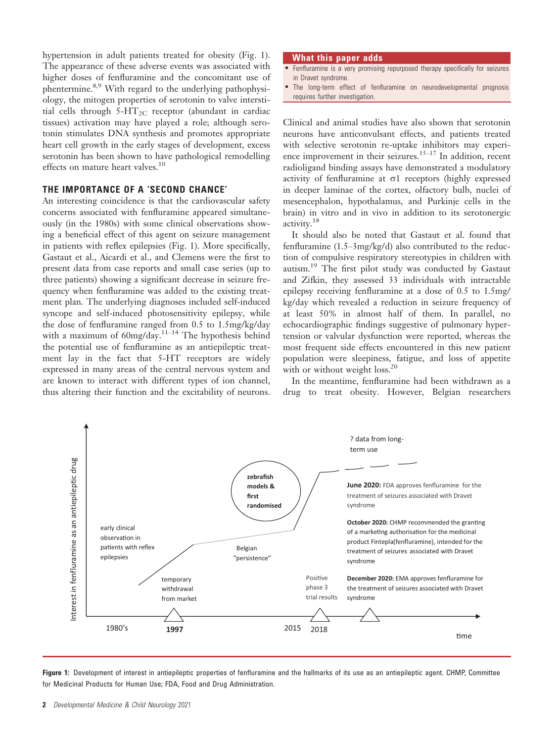hypertension in adult patients treated for obesity (Fig. 1). The appearance of these adverse events was associated with higher doses of fenfluramine and the concomitant use of phentermine.[8,9] With regard to the underlying pathophysiology, the mitogen properties of serotonin to valve interstitial cells through 5-$HT_{2C}$ receptor (abundant in cardiac tissues) activation may have played a role; although serotonin stimulates DNA synthesis and promotes appropriate heart cell growth in the early stages of development, excess serotonin has been shown to have pathological remodelling effects on mature heart valves.[10]

## THE IMPORTANCE OF A 'SECOND CHANCE'

An interesting coincidence is that the cardiovascular safety concerns associated with fenfluramine appeared simultaneously (in the 1980s) with some clinical observations showing a beneficial effect of this agent on seizure management in patients with reflex epilepsies (Fig. 1). More specifically, Gastaut et al., Aicardi et al., and Clemens were the first to present data from case reports and small case series (up to three patients) showing a significant decrease in seizure frequency when fenfluramine was added to the existing treatment plan. The underlying diagnoses included self-induced syncope and self-induced photosensitivity epilepsy, while the dose of fenfluramine ranged from 0.5 to 1.5mg/kg/day with a maximum of 60mg/day.[11–14] The hypothesis behind the potential use of fenfluramine as an antiepileptic treatment lay in the fact that 5-HT receptors are widely expressed in many areas of the central nervous system and are known to interact with different types of ion channel, thus altering their function and the excitability of neurons.

**What this paper adds**

- Fenfluramine is a very promising repurposed therapy specifically for seizures in Dravet syndrome.
- The long-term effect of fenfluramine on neurodevelopmental prognosis requires further investigation.

Clinical and animal studies have also shown that serotonin neurons have anticonvulsant effects, and patients treated with selective serotonin re-uptake inhibitors may experience improvement in their seizures.[15–17] In addition, recent radioligand binding assays have demonstrated a modulatory activity of fenfluramine at σ1 receptors (highly expressed in deeper laminae of the cortex, olfactory bulb, nuclei of mesencephalon, hypothalamus, and Purkinje cells in the brain) in vitro and in vivo in addition to its serotonergic activity.[18]

It should also be noted that Gastaut et al. found that fenfluramine (1.5–3mg/kg/d) also contributed to the reduction of compulsive respiratory stereotypies in children with autism.[19] The first pilot study was conducted by Gastaut and Zifkin, they assessed 33 individuals with intractable epilepsy receiving fenfluramine at a dose of 0.5 to 1.5mg/kg/day which revealed a reduction in seizure frequency of at least 50% in almost half of them. In parallel, no echocardiographic findings suggestive of pulmonary hypertension or valvular dysfunction were reported, whereas the most frequent side effects encountered in this new patient population were sleepiness, fatigue, and loss of appetite with or without weight loss.[20]

In the meantime, fenfluramine had been withdrawn as a drug to treat obesity. However, Belgian researchers

**Figure 1:** Development of interest in antiepileptic properties of fenfluramine and the hallmarks of its use as an antiepileptic agent. CHMP, Committee for Medicinal Products for Human Use; FDA, Food and Drug Administration.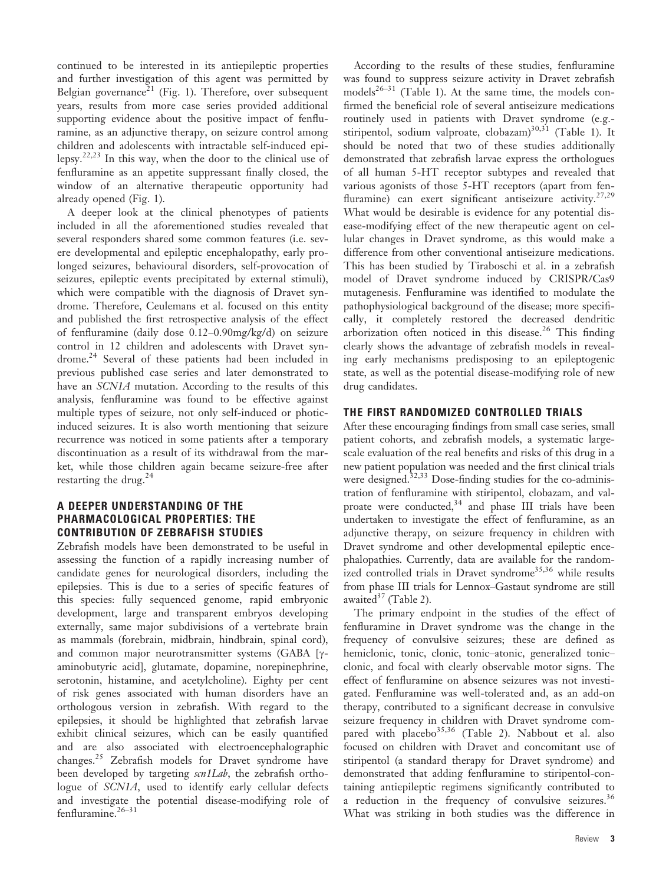continued to be interested in its antiepileptic properties and further investigation of this agent was permitted by Belgian governance[21] (Fig. 1). Therefore, over subsequent years, results from more case series provided additional supporting evidence about the positive impact of fenfluramine, as an adjunctive therapy, on seizure control among children and adolescents with intractable self-induced epilepsy.[22,23] In this way, when the door to the clinical use of fenfluramine as an appetite suppressant finally closed, the window of an alternative therapeutic opportunity had already opened (Fig. 1).

A deeper look at the clinical phenotypes of patients included in all the aforementioned studies revealed that several responders shared some common features (i.e. severe developmental and epileptic encephalopathy, early prolonged seizures, behavioural disorders, self-provocation of seizures, epileptic events precipitated by external stimuli), which were compatible with the diagnosis of Dravet syndrome. Therefore, Ceulemans et al. focused on this entity and published the first retrospective analysis of the effect of fenfluramine (daily dose 0.12–0.90mg/kg/d) on seizure control in 12 children and adolescents with Dravet syndrome.[24] Several of these patients had been included in previous published case series and later demonstrated to have an *SCN1A* mutation. According to the results of this analysis, fenfluramine was found to be effective against multiple types of seizure, not only self-induced or photic-induced seizures. It is also worth mentioning that seizure recurrence was noticed in some patients after a temporary discontinuation as a result of its withdrawal from the market, while those children again became seizure-free after restarting the drug.[24]

## A DEEPER UNDERSTANDING OF THE PHARMACOLOGICAL PROPERTIES: THE CONTRIBUTION OF ZEBRAFISH STUDIES

Zebrafish models have been demonstrated to be useful in assessing the function of a rapidly increasing number of candidate genes for neurological disorders, including the epilepsies. This is due to a series of specific features of this species: fully sequenced genome, rapid embryonic development, large and transparent embryos developing externally, same major subdivisions of a vertebrate brain as mammals (forebrain, midbrain, hindbrain, spinal cord), and common major neurotransmitter systems (GABA [γ-aminobutyric acid], glutamate, dopamine, norepinephrine, serotonin, histamine, and acetylcholine). Eighty per cent of risk genes associated with human disorders have an orthologous version in zebrafish. With regard to the epilepsies, it should be highlighted that zebrafish larvae exhibit clinical seizures, which can be easily quantified and are also associated with electroencephalographic changes.[25] Zebrafish models for Dravet syndrome have been developed by targeting *scn1Lab*, the zebrafish orthologue of *SCN1A*, used to identify early cellular defects and investigate the potential disease-modifying role of fenfluramine.[26–31]

According to the results of these studies, fenfluramine was found to suppress seizure activity in Dravet zebrafish models[26–31] (Table 1). At the same time, the models confirmed the beneficial role of several antiseizure medications routinely used in patients with Dravet syndrome (e.g. stiripentol, sodium valproate, clobazam)[30,31] (Table 1). It should be noted that two of these studies additionally demonstrated that zebrafish larvae express the orthologues of all human 5-HT receptor subtypes and revealed that various agonists of those 5-HT receptors (apart from fenfluramine) can exert significant antiseizure activity.[27,29] What would be desirable is evidence for any potential disease-modifying effect of the new therapeutic agent on cellular changes in Dravet syndrome, as this would make a difference from other conventional antiseizure medications. This has been studied by Tiraboschi et al. in a zebrafish model of Dravet syndrome induced by CRISPR/Cas9 mutagenesis. Fenfluramine was identified to modulate the pathophysiological background of the disease; more specifically, it completely restored the decreased dendritic arborization often noticed in this disease.[26] This finding clearly shows the advantage of zebrafish models in revealing early mechanisms predisposing to an epileptogenic state, as well as the potential disease-modifying role of new drug candidates.

## THE FIRST RANDOMIZED CONTROLLED TRIALS

After these encouraging findings from small case series, small patient cohorts, and zebrafish models, a systematic large-scale evaluation of the real benefits and risks of this drug in a new patient population was needed and the first clinical trials were designed.[32,33] Dose-finding studies for the co-administration of fenfluramine with stiripentol, clobazam, and valproate were conducted,[34] and phase III trials have been undertaken to investigate the effect of fenfluramine, as an adjunctive therapy, on seizure frequency in children with Dravet syndrome and other developmental epileptic encephalopathies. Currently, data are available for the randomized controlled trials in Dravet syndrome[35,36] while results from phase III trials for Lennox–Gastaut syndrome are still awaited[37] (Table 2).

The primary endpoint in the studies of the effect of fenfluramine in Dravet syndrome was the change in the frequency of convulsive seizures; these are defined as hemiclonic, tonic, clonic, tonic–atonic, generalized tonic–clonic, and focal with clearly observable motor signs. The effect of fenfluramine on absence seizures was not investigated. Fenfluramine was well-tolerated and, as an add-on therapy, contributed to a significant decrease in convulsive seizure frequency in children with Dravet syndrome compared with placebo[35,36] (Table 2). Nabbout et al. also focused on children with Dravet and concomitant use of stiripentol (a standard therapy for Dravet syndrome) and demonstrated that adding fenfluramine to stiripentol-containing antiepileptic regimens significantly contributed to a reduction in the frequency of convulsive seizures.[36] What was striking in both studies was the difference in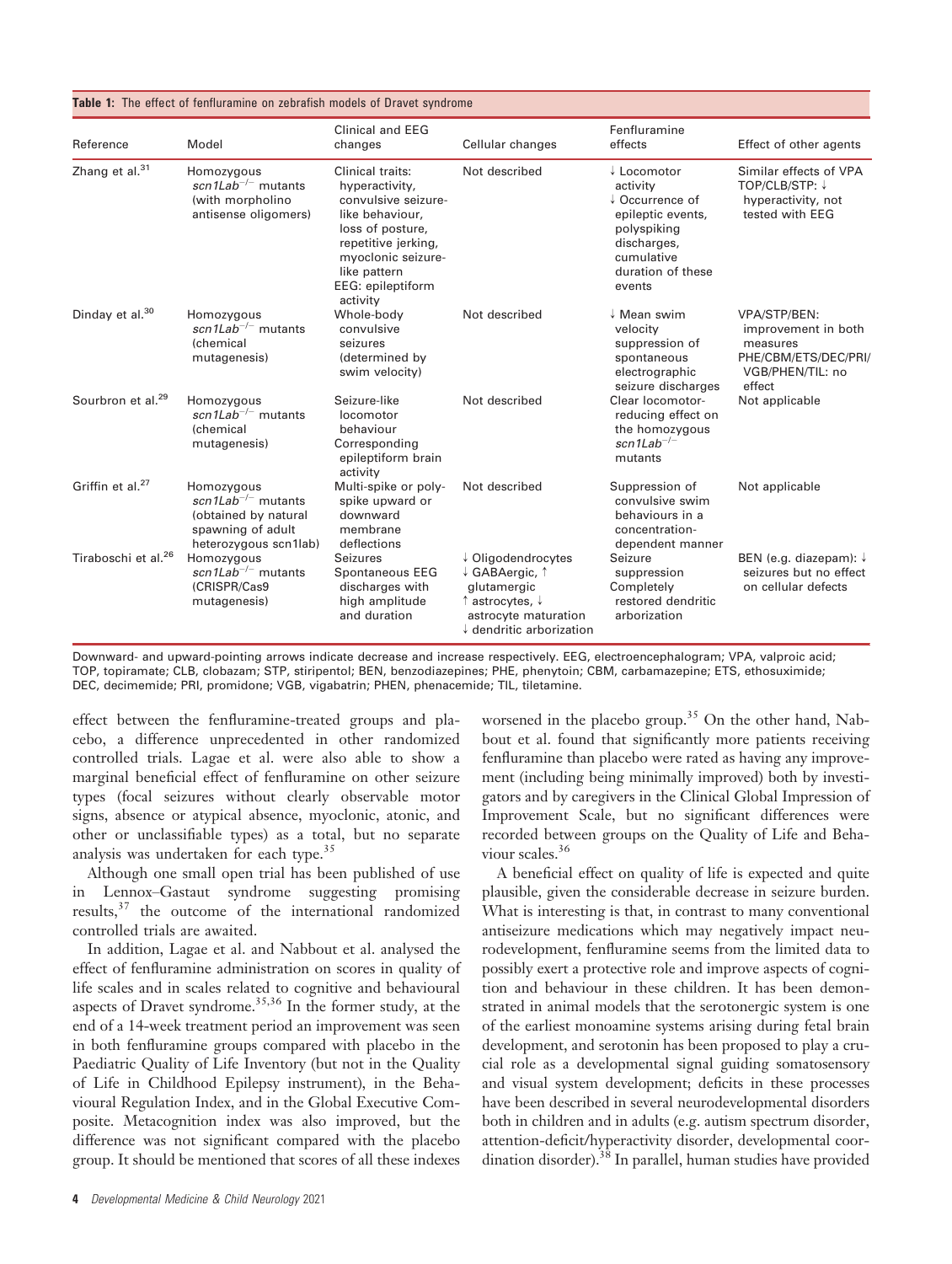**Table 1:** The effect of fenfluramine on zebrafish models of Dravet syndrome

| Reference | Model | Clinical and EEG changes | Cellular changes | Fenfluramine effects | Effect of other agents |
|---|---|---|---|---|---|
| Zhang et al.[31] | Homozygous *scn1Lab*$^{-/-}$ mutants (with morpholino antisense oligomers) | Clinical traits: hyperactivity, convulsive seizure-like behaviour, loss of posture, repetitive jerking, myoclonic seizure-like pattern EEG: epileptiform activity | Not described | ↓ Locomotor activity ↓ Occurrence of epileptic events, polyspiking discharges, cumulative duration of these events | Similar effects of VPA TOP/CLB/STP: ↓ hyperactivity, not tested with EEG |
| Dinday et al.[30] | Homozygous *scn1Lab*$^{-/-}$ mutants (chemical mutagenesis) | Whole-body convulsive seizures (determined by swim velocity) | Not described | ↓ Mean swim velocity suppression of spontaneous electrographic seizure discharges | VPA/STP/BEN: improvement in both measures PHE/CBM/ETS/DEC/PRI/VGB/PHEN/TIL: no effect |
| Sourbron et al.[29] | Homozygous *scn1Lab*$^{-/-}$ mutants (chemical mutagenesis) | Seizure-like locomotor behaviour Corresponding epileptiform brain activity | Not described | Clear locomotor-reducing effect on the homozygous *scn1Lab*$^{-/-}$ mutants | Not applicable |
| Griffin et al.[27] | Homozygous *scn1Lab*$^{-/-}$ mutants (obtained by natural spawning of adult heterozygous scn1lab) | Multi-spike or poly-spike upward or downward membrane deflections | Not described | Suppression of convulsive swim behaviours in a concentration-dependent manner | Not applicable |
| Tiraboschi et al.[26] | Homozygous *scn1Lab*$^{-/-}$ mutants (CRISPR/Cas9 mutagenesis) | Seizures Spontaneous EEG discharges with high amplitude and duration | ↓ Oligodendrocytes ↓ GABAergic, ↑ glutamergic ↑ astrocytes, ↓ astrocyte maturation ↓ dendritic arborization | Seizure suppression Completely restored dendritic arborization | BEN (e.g. diazepam): ↓ seizures but no effect on cellular defects |

Downward- and upward-pointing arrows indicate decrease and increase respectively. EEG, electroencephalogram; VPA, valproic acid; TOP, topiramate; CLB, clobazam; STP, stiripentol; BEN, benzodiazepines; PHE, phenytoin; CBM, carbamazepine; ETS, ethosuximide; DEC, decimemide; PRI, promidone; VGB, vigabatrin; PHEN, phenacemide; TIL, tiletamine.

effect between the fenfluramine-treated groups and placebo, a difference unprecedented in other randomized controlled trials. Lagae et al. were also able to show a marginal beneficial effect of fenfluramine on other seizure types (focal seizures without clearly observable motor signs, absence or atypical absence, myoclonic, atonic, and other or unclassifiable types) as a total, but no separate analysis was undertaken for each type.[35]

Although one small open trial has been published of use in Lennox–Gastaut syndrome suggesting promising results,[37] the outcome of the international randomized controlled trials are awaited.

In addition, Lagae et al. and Nabbout et al. analysed the effect of fenfluramine administration on scores in quality of life scales and in scales related to cognitive and behavioural aspects of Dravet syndrome.[35,36] In the former study, at the end of a 14-week treatment period an improvement was seen in both fenfluramine groups compared with placebo in the Paediatric Quality of Life Inventory (but not in the Quality of Life in Childhood Epilepsy instrument), in the Behavioural Regulation Index, and in the Global Executive Composite. Metacognition index was also improved, but the difference was not significant compared with the placebo group. It should be mentioned that scores of all these indexes worsened in the placebo group.[35] On the other hand, Nabbout et al. found that significantly more patients receiving fenfluramine than placebo were rated as having any improvement (including being minimally improved) both by investigators and by caregivers in the Clinical Global Impression of Improvement Scale, but no significant differences were recorded between groups on the Quality of Life and Behaviour scales.[36]

A beneficial effect on quality of life is expected and quite plausible, given the considerable decrease in seizure burden. What is interesting is that, in contrast to many conventional antiseizure medications which may negatively impact neurodevelopment, fenfluramine seems from the limited data to possibly exert a protective role and improve aspects of cognition and behaviour in these children. It has been demonstrated in animal models that the serotonergic system is one of the earliest monoamine systems arising during fetal brain development, and serotonin has been proposed to play a crucial role as a developmental signal guiding somatosensory and visual system development; deficits in these processes have been described in several neurodevelopmental disorders both in children and in adults (e.g. autism spectrum disorder, attention-deficit/hyperactivity disorder, developmental coordination disorder).[38] In parallel, human studies have provided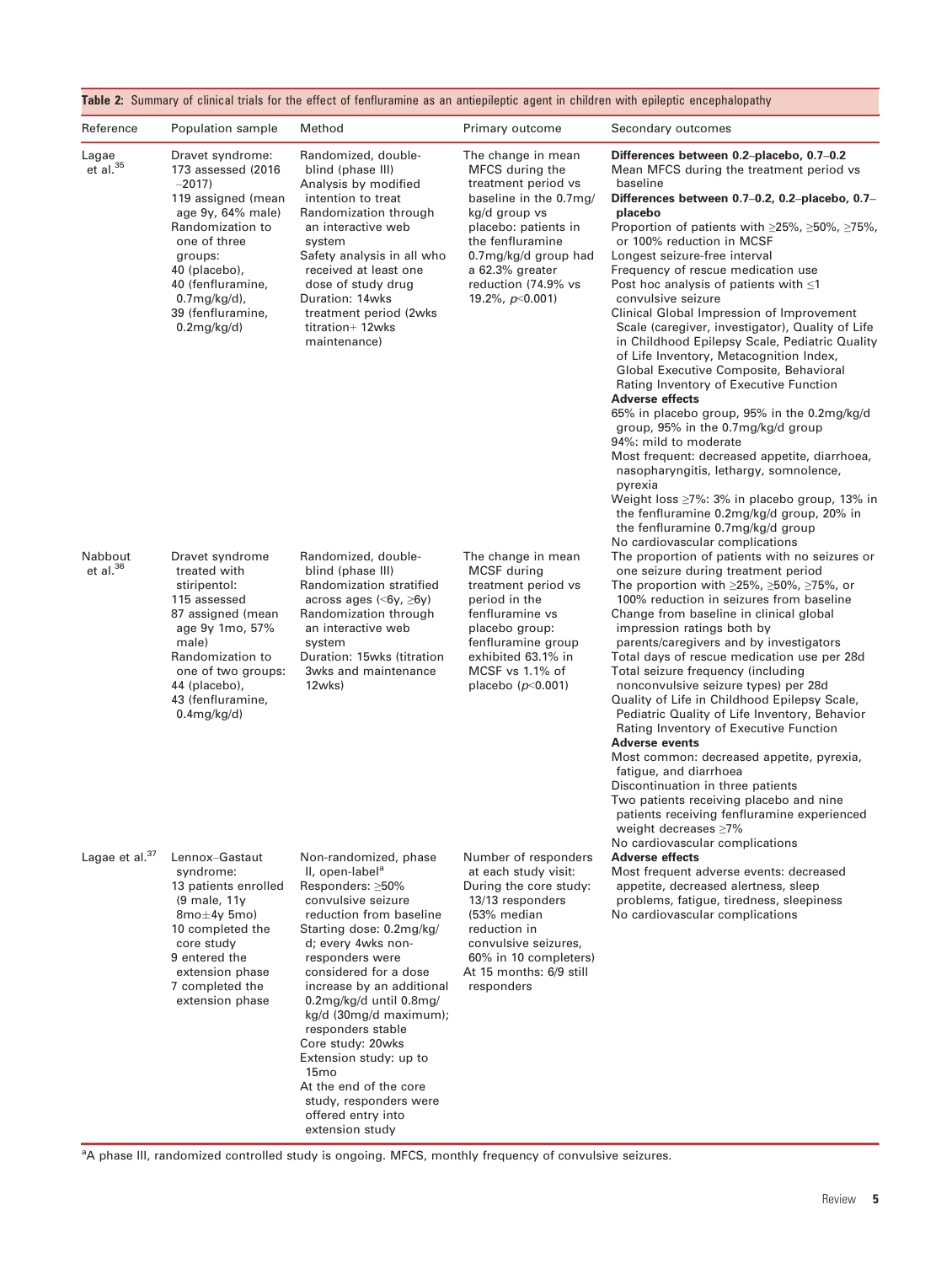**Table 2:** Summary of clinical trials for the effect of fenfluramine as an antiepileptic agent in children with epileptic encephalopathy

| Reference | Population sample | Method | Primary outcome | Secondary outcomes |
|---|---|---|---|---|
| Lagae et al.[35] | Dravet syndrome: 173 assessed (2016–2017)<br>119 assigned (mean age 9y, 64% male)<br>Randomization to one of three groups:<br>40 (placebo),<br>40 (fenfluramine, 0.7mg/kg/d),<br>39 (fenfluramine, 0.2mg/kg/d) | Randomized, double-blind (phase III)<br>Analysis by modified intention to treat<br>Randomization through an interactive web system<br>Safety analysis in all who received at least one dose of study drug<br>Duration: 14wks treatment period (2wks titration+ 12wks maintenance) | The change in mean MFCS during the treatment period vs baseline in the 0.7mg/kg/d group vs placebo: patients in the fenfluramine 0.7mg/kg/d group had a 62.3% greater reduction (74.9% vs 19.2%, $p<0.001$) | **Differences between 0.2–placebo, 0.7–0.2**<br>Mean MFCS during the treatment period vs baseline<br>**Differences between 0.7–0.2, 0.2–placebo, 0.7–placebo**<br>Proportion of patients with ≥25%, ≥50%, ≥75%, or 100% reduction in MCSF<br>Longest seizure-free interval<br>Frequency of rescue medication use<br>Post hoc analysis of patients with ≤1 convulsive seizure<br>Clinical Global Impression of Improvement Scale (caregiver, investigator), Quality of Life in Childhood Epilepsy Scale, Pediatric Quality of Life Inventory, Metacognition Index, Global Executive Composite, Behavioral Rating Inventory of Executive Function<br>**Adverse effects**<br>65% in placebo group, 95% in the 0.2mg/kg/d group, 95% in the 0.7mg/kg/d group<br>94%: mild to moderate<br>Most frequent: decreased appetite, diarrhoea, nasopharyngitis, lethargy, somnolence, pyrexia<br>Weight loss ≥7%: 3% in placebo group, 13% in the fenfluramine 0.2mg/kg/d group, 20% in the fenfluramine 0.7mg/kg/d group<br>No cardiovascular complications |
| Nabbout et al.[36] | Dravet syndrome treated with stiripentol:<br>115 assessed<br>87 assigned (mean age 9y 1mo, 57% male)<br>Randomization to one of two groups:<br>44 (placebo),<br>43 (fenfluramine, 0.4mg/kg/d) | Randomized, double-blind (phase III)<br>Randomization stratified across ages (<6y, ≥6y)<br>Randomization through an interactive web system<br>Duration: 15wks (titration 3wks and maintenance 12wks) | The change in mean MCSF during treatment period vs period in the fenfluramine vs placebo group: fenfluramine group exhibited 63.1% in MCSF vs 1.1% of placebo ($p<0.001$) | The proportion of patients with no seizures or one seizure during treatment period<br>The proportion with ≥25%, ≥50%, ≥75%, or 100% reduction in seizures from baseline<br>Change from baseline in clinical global impression ratings both by parents/caregivers and by investigators<br>Total days of rescue medication use per 28d<br>Total seizure frequency (including nonconvulsive seizure types) per 28d<br>Quality of Life in Childhood Epilepsy Scale, Pediatric Quality of Life Inventory, Behavior Rating Inventory of Executive Function<br>**Adverse events**<br>Most common: decreased appetite, pyrexia, fatigue, and diarrhoea<br>Discontinuation in three patients<br>Two patients receiving placebo and nine patients receiving fenfluramine experienced weight decreases ≥7%<br>No cardiovascular complications |
| Lagae et al.[37] | Lennox–Gastaut syndrome:<br>13 patients enrolled (9 male, 11y 8mo±4y 5mo)<br>10 completed the core study<br>9 entered the extension phase<br>7 completed the extension phase | Non-randomized, phase II, open-label[a]<br>Responders: ≥50% convulsive seizure reduction from baseline<br>Starting dose: 0.2mg/kg/d; every 4wks non-responders were considered for a dose increase by an additional 0.2mg/kg/d until 0.8mg/kg/d (30mg/d maximum); responders stable<br>Core study: 20wks<br>Extension study: up to 15mo<br>At the end of the core study, responders were offered entry into extension study | Number of responders at each study visit:<br>During the core study: 13/13 responders (53% median reduction in convulsive seizures, 60% in 10 completers)<br>At 15 months: 6/9 still responders | **Adverse effects**<br>Most frequent adverse events: decreased appetite, decreased alertness, sleep problems, fatigue, tiredness, sleepiness<br>No cardiovascular complications |

[a]A phase III, randomized controlled study is ongoing. MFCS, monthly frequency of convulsive seizures.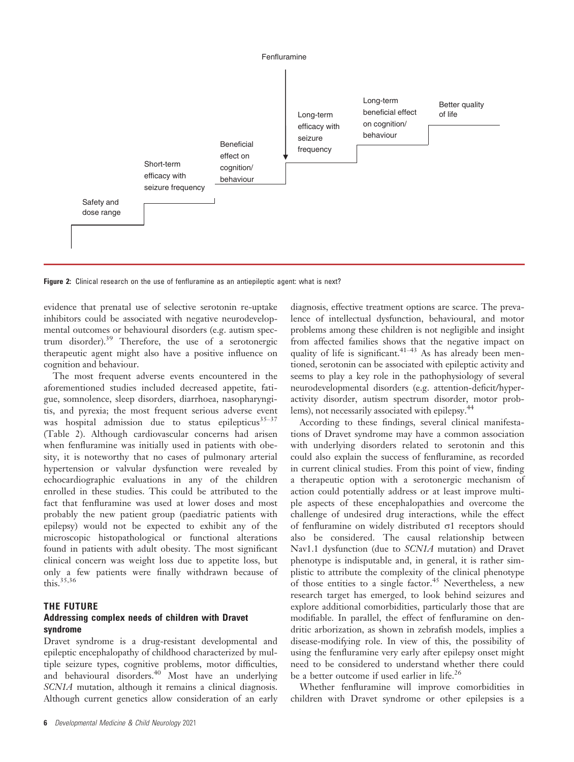Fenfluramine

Safety and dose range

Short-term efficacy with seizure frequency

Beneficial effect on cognition/ behaviour

Long-term efficacy with seizure frequency

Long-term beneficial effect on cognition/ behaviour

Better quality of life

**Figure 2:** Clinical research on the use of fenfluramine as an antiepileptic agent: what is next?

evidence that prenatal use of selective serotonin re-uptake inhibitors could be associated with negative neurodevelopmental outcomes or behavioural disorders (e.g. autism spectrum disorder).[39] Therefore, the use of a serotonergic therapeutic agent might also have a positive influence on cognition and behaviour.

The most frequent adverse events encountered in the aforementioned studies included decreased appetite, fatigue, somnolence, sleep disorders, diarrhoea, nasopharyngitis, and pyrexia; the most frequent serious adverse event was hospital admission due to status epilepticus[35–37] (Table 2). Although cardiovascular concerns had arisen when fenfluramine was initially used in patients with obesity, it is noteworthy that no cases of pulmonary arterial hypertension or valvular dysfunction were revealed by echocardiographic evaluations in any of the children enrolled in these studies. This could be attributed to the fact that fenfluramine was used at lower doses and most probably the new patient group (paediatric patients with epilepsy) would not be expected to exhibit any of the microscopic histopathological or functional alterations found in patients with adult obesity. The most significant clinical concern was weight loss due to appetite loss, but only a few patients were finally withdrawn because of this.[35,36]

## THE FUTURE

### Addressing complex needs of children with Dravet syndrome

Dravet syndrome is a drug-resistant developmental and epileptic encephalopathy of childhood characterized by multiple seizure types, cognitive problems, motor difficulties, and behavioural disorders.[40] Most have an underlying *SCN1A* mutation, although it remains a clinical diagnosis. Although current genetics allow consideration of an early diagnosis, effective treatment options are scarce. The prevalence of intellectual dysfunction, behavioural, and motor problems among these children is not negligible and insight from affected families shows that the negative impact on quality of life is significant.[41–43] As has already been mentioned, serotonin can be associated with epileptic activity and seems to play a key role in the pathophysiology of several neurodevelopmental disorders (e.g. attention-deficit/hyperactivity disorder, autism spectrum disorder, motor problems), not necessarily associated with epilepsy.[44]

According to these findings, several clinical manifestations of Dravet syndrome may have a common association with underlying disorders related to serotonin and this could also explain the success of fenfluramine, as recorded in current clinical studies. From this point of view, finding a therapeutic option with a serotonergic mechanism of action could potentially address or at least improve multiple aspects of these encephalopathies and overcome the challenge of undesired drug interactions, while the effect of fenfluramine on widely distributed σ1 receptors should also be considered. The causal relationship between Nav1.1 dysfunction (due to *SCN1A* mutation) and Dravet phenotype is indisputable and, in general, it is rather simplistic to attribute the complexity of the clinical phenotype of those entities to a single factor.[45] Nevertheless, a new research target has emerged, to look behind seizures and explore additional comorbidities, particularly those that are modifiable. In parallel, the effect of fenfluramine on dendritic arborization, as shown in zebrafish models, implies a disease-modifying role. In view of this, the possibility of using the fenfluramine very early after epilepsy onset might need to be considered to understand whether there could be a better outcome if used earlier in life.[26]

Whether fenfluramine will improve comorbidities in children with Dravet syndrome or other epilepsies is a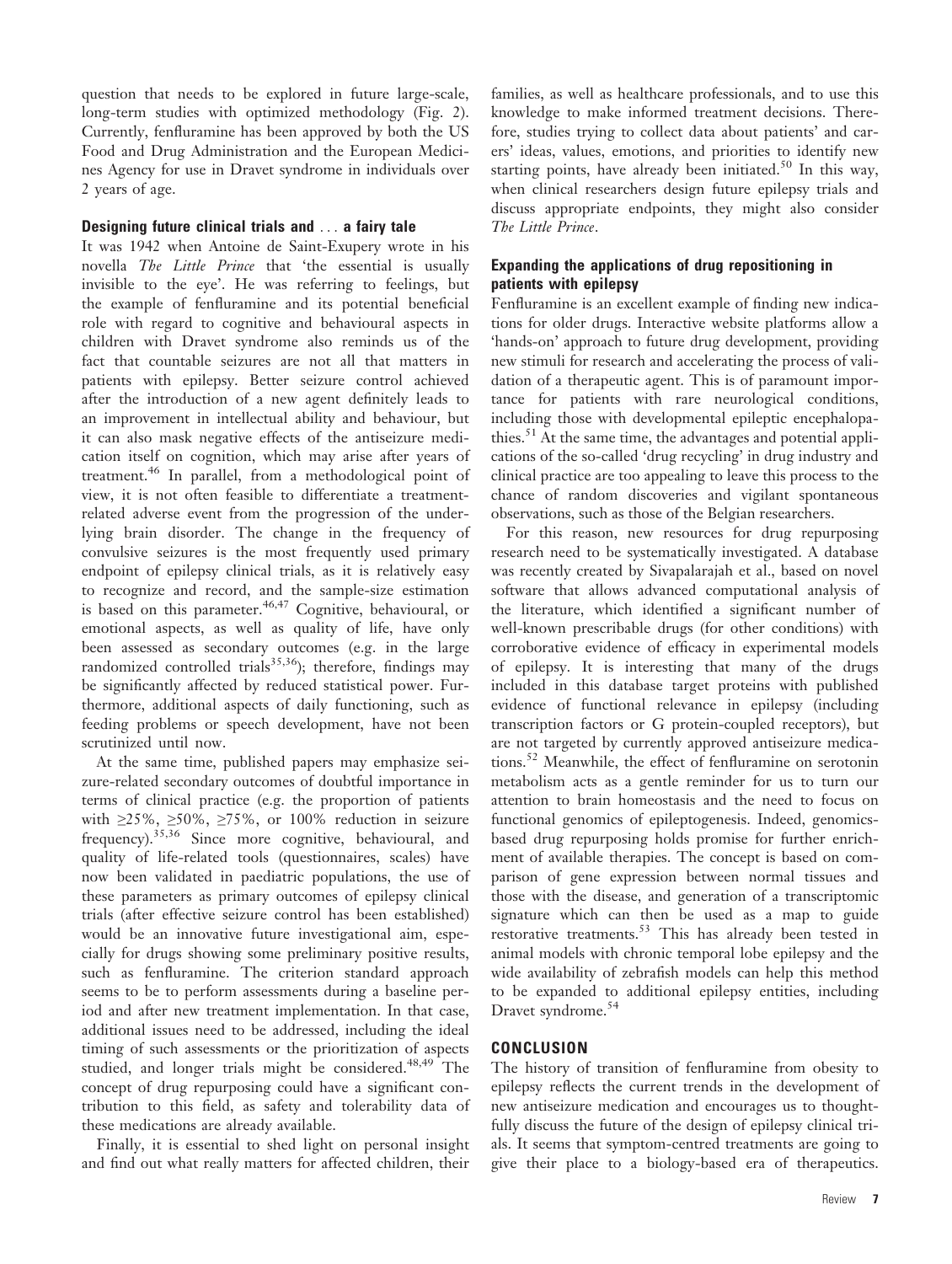question that needs to be explored in future large-scale, long-term studies with optimized methodology (Fig. 2). Currently, fenfluramine has been approved by both the US Food and Drug Administration and the European Medicines Agency for use in Dravet syndrome in individuals over 2 years of age.

### Designing future clinical trials and ... a fairy tale

It was 1942 when Antoine de Saint-Exupery wrote in his novella *The Little Prince* that 'the essential is usually invisible to the eye'. He was referring to feelings, but the example of fenfluramine and its potential beneficial role with regard to cognitive and behavioural aspects in children with Dravet syndrome also reminds us of the fact that countable seizures are not all that matters in patients with epilepsy. Better seizure control achieved after the introduction of a new agent definitely leads to an improvement in intellectual ability and behaviour, but it can also mask negative effects of the antiseizure medication itself on cognition, which may arise after years of treatment.[46] In parallel, from a methodological point of view, it is not often feasible to differentiate a treatment-related adverse event from the progression of the underlying brain disorder. The change in the frequency of convulsive seizures is the most frequently used primary endpoint of epilepsy clinical trials, as it is relatively easy to recognize and record, and the sample-size estimation is based on this parameter.[46,47] Cognitive, behavioural, or emotional aspects, as well as quality of life, have only been assessed as secondary outcomes (e.g. in the large randomized controlled trials[35,36]); therefore, findings may be significantly affected by reduced statistical power. Furthermore, additional aspects of daily functioning, such as feeding problems or speech development, have not been scrutinized until now.

At the same time, published papers may emphasize seizure-related secondary outcomes of doubtful importance in terms of clinical practice (e.g. the proportion of patients with ≥25%, ≥50%, ≥75%, or 100% reduction in seizure frequency).[35,36] Since more cognitive, behavioural, and quality of life-related tools (questionnaires, scales) have now been validated in paediatric populations, the use of these parameters as primary outcomes of epilepsy clinical trials (after effective seizure control has been established) would be an innovative future investigational aim, especially for drugs showing some preliminary positive results, such as fenfluramine. The criterion standard approach seems to be to perform assessments during a baseline period and after new treatment implementation. In that case, additional issues need to be addressed, including the ideal timing of such assessments or the prioritization of aspects studied, and longer trials might be considered.[48,49] The concept of drug repurposing could have a significant contribution to this field, as safety and tolerability data of these medications are already available.

Finally, it is essential to shed light on personal insight and find out what really matters for affected children, their families, as well as healthcare professionals, and to use this knowledge to make informed treatment decisions. Therefore, studies trying to collect data about patients' and carers' ideas, values, emotions, and priorities to identify new starting points, have already been initiated.[50] In this way, when clinical researchers design future epilepsy trials and discuss appropriate endpoints, they might also consider *The Little Prince*.

### Expanding the applications of drug repositioning in patients with epilepsy

Fenfluramine is an excellent example of finding new indications for older drugs. Interactive website platforms allow a 'hands-on' approach to future drug development, providing new stimuli for research and accelerating the process of validation of a therapeutic agent. This is of paramount importance for patients with rare neurological conditions, including those with developmental epileptic encephalopathies.[51] At the same time, the advantages and potential applications of the so-called 'drug recycling' in drug industry and clinical practice are too appealing to leave this process to the chance of random discoveries and vigilant spontaneous observations, such as those of the Belgian researchers.

For this reason, new resources for drug repurposing research need to be systematically investigated. A database was recently created by Sivapalarajah et al., based on novel software that allows advanced computational analysis of the literature, which identified a significant number of well-known prescribable drugs (for other conditions) with corroborative evidence of efficacy in experimental models of epilepsy. It is interesting that many of the drugs included in this database target proteins with published evidence of functional relevance in epilepsy (including transcription factors or G protein-coupled receptors), but are not targeted by currently approved antiseizure medications.[52] Meanwhile, the effect of fenfluramine on serotonin metabolism acts as a gentle reminder for us to turn our attention to brain homeostasis and the need to focus on functional genomics of epileptogenesis. Indeed, genomics-based drug repurposing holds promise for further enrichment of available therapies. The concept is based on comparison of gene expression between normal tissues and those with the disease, and generation of a transcriptomic signature which can then be used as a map to guide restorative treatments.[53] This has already been tested in animal models with chronic temporal lobe epilepsy and the wide availability of zebrafish models can help this method to be expanded to additional epilepsy entities, including Dravet syndrome.[54]

## CONCLUSION

The history of transition of fenfluramine from obesity to epilepsy reflects the current trends in the development of new antiseizure medication and encourages us to thoughtfully discuss the future of the design of epilepsy clinical trials. It seems that symptom-centred treatments are going to give their place to a biology-based era of therapeutics.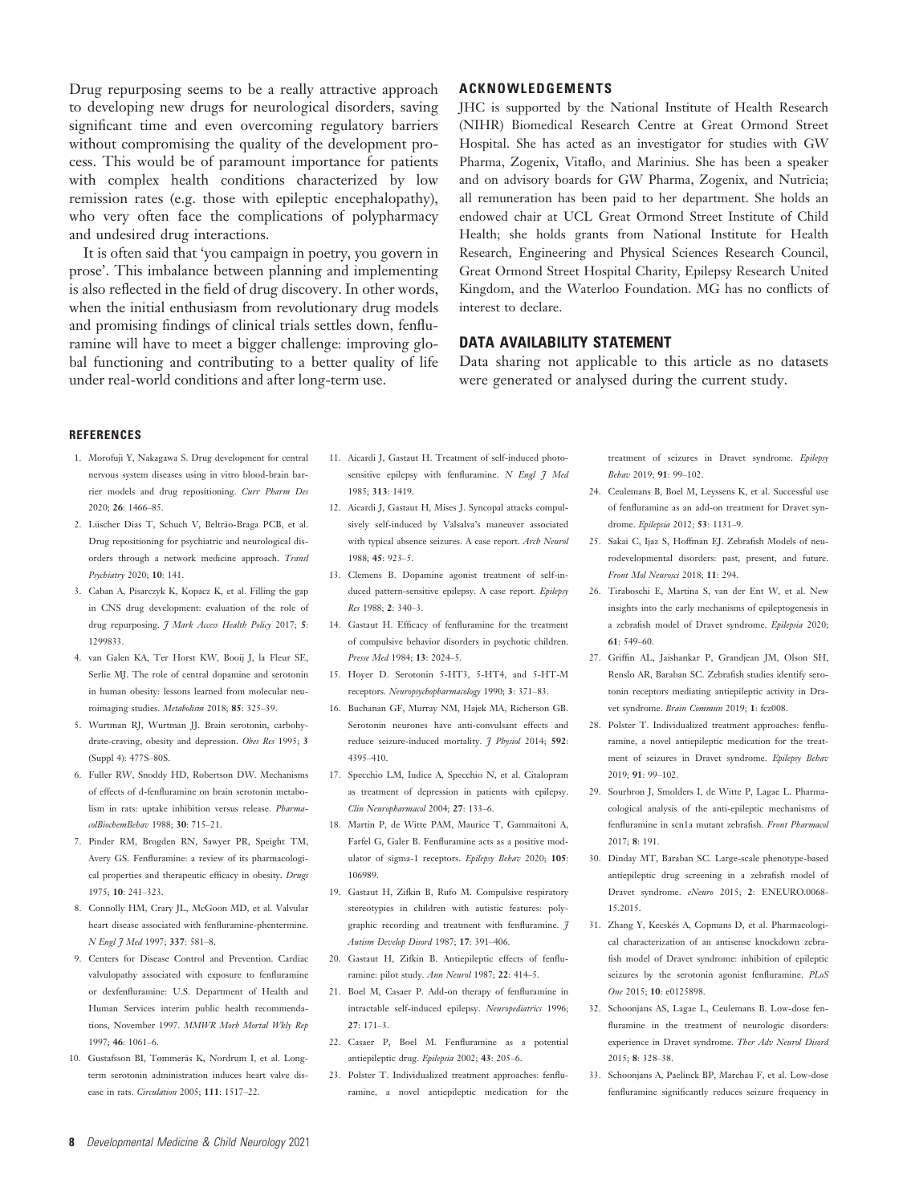Drug repurposing seems to be a really attractive approach to developing new drugs for neurological disorders, saving significant time and even overcoming regulatory barriers without compromising the quality of the development process. This would be of paramount importance for patients with complex health conditions characterized by low remission rates (e.g. those with epileptic encephalopathy), who very often face the complications of polypharmacy and undesired drug interactions.

It is often said that 'you campaign in poetry, you govern in prose'. This imbalance between planning and implementing is also reflected in the field of drug discovery. In other words, when the initial enthusiasm from revolutionary drug models and promising findings of clinical trials settles down, fenfluramine will have to meet a bigger challenge: improving global functioning and contributing to a better quality of life under real-world conditions and after long-term use.

## ACKNOWLEDGEMENTS

JHC is supported by the National Institute of Health Research (NIHR) Biomedical Research Centre at Great Ormond Street Hospital. She has acted as an investigator for studies with GW Pharma, Zogenix, Vitaflo, and Marinius. She has been a speaker and on advisory boards for GW Pharma, Zogenix, and Nutricia; all remuneration has been paid to her department. She holds an endowed chair at UCL Great Ormond Street Institute of Child Health; she holds grants from National Institute for Health Research, Engineering and Physical Sciences Research Council, Great Ormond Street Hospital Charity, Epilepsy Research United Kingdom, and the Waterloo Foundation. MG has no conflicts of interest to declare.

## DATA AVAILABILITY STATEMENT

Data sharing not applicable to this article as no datasets were generated or analysed during the current study.

## REFERENCES

1. Morofuji Y, Nakagawa S. Drug development for central nervous system diseases using in vitro blood-brain barrier models and drug repositioning. *Curr Pharm Des* 2020; **26**: 1466–85.
2. Lüscher Dias T, Schuch V, Beltrão-Braga PCB, et al. Drug repositioning for psychiatric and neurological disorders through a network medicine approach. *Transl Psychiatry* 2020; **10**: 141.
3. Caban A, Pisarczyk K, Kopacz K, et al. Filling the gap in CNS drug development: evaluation of the role of drug repurposing. *J Mark Access Health Policy* 2017; **5**: 1299833.
4. van Galen KA, Ter Horst KW, Booij J, la Fleur SE, Serlie MJ. The role of central dopamine and serotonin in human obesity: lessons learned from molecular neuroimaging studies. *Metabolism* 2018; **85**: 325–39.
5. Wurtman RJ, Wurtman JJ. Brain serotonin, carbohydrate-craving, obesity and depression. *Obes Res* 1995; **3** (Suppl 4): 477S–80S.
6. Fuller RW, Snoddy HD, Robertson DW. Mechanisms of effects of d-fenfluramine on brain serotonin metabolism in rats: uptake inhibition versus release. *PharmacolBiochemBehav* 1988; **30**: 715–21.
7. Pinder RM, Brogden RN, Sawyer PR, Speight TM, Avery GS. Fenfluramine: a review of its pharmacological properties and therapeutic efficacy in obesity. *Drugs* 1975; **10**: 241–323.
8. Connolly HM, Crary JL, McGoon MD, et al. Valvular heart disease associated with fenfluramine-phentermine. *N Engl J Med* 1997; **337**: 581–8.
9. Centers for Disease Control and Prevention. Cardiac valvulopathy associated with exposure to fenfluramine or dexfenfluramine: U.S. Department of Health and Human Services interim public health recommendations, November 1997. *MMWR Morb Mortal Wkly Rep* 1997; **46**: 1061–6.
10. Gustafsson BI, Tømmerås K, Nordrum I, et al. Long-term serotonin administration induces heart valve disease in rats. *Circulation* 2005; **111**: 1517–22.
11. Aicardi J, Gastaut H. Treatment of self-induced photosensitive epilepsy with fenfluramine. *N Engl J Med* 1985; **313**: 1419.
12. Aicardi J, Gastaut H, Mises J. Syncopal attacks compulsively self-induced by Valsalva's maneuver associated with typical absence seizures. A case report. *Arch Neurol* 1988; **45**: 923–5.
13. Clemens B. Dopamine agonist treatment of self-induced pattern-sensitive epilepsy. A case report. *Epilepsy Res* 1988; **2**: 340–3.
14. Gastaut H. Efficacy of fenfluramine for the treatment of compulsive behavior disorders in psychotic children. *Presse Med* 1984; **13**: 2024–5.
15. Hoyer D. Serotonin 5-HT3, 5-HT4, and 5-HT-M receptors. *Neuropsychopharmacology* 1990; **3**: 371–83.
16. Buchanan GF, Murray NM, Hajek MA, Richerson GB. Serotonin neurones have anti-convulsant effects and reduce seizure-induced mortality. *J Physiol* 2014; **592**: 4395–410.
17. Specchio LM, Iudice A, Specchio N, et al. Citalopram as treatment of depression in patients with epilepsy. *Clin Neuropharmacol* 2004; **27**: 133–6.
18. Martin P, de Witte PAM, Maurice T, Gammaitoni A, Farfel G, Galer B. Fenfluramine acts as a positive modulator of sigma-1 receptors. *Epilepsy Behav* 2020; **105**: 106989.
19. Gastaut H, Zifkin B, Rufo M. Compulsive respiratory stereotypies in children with autistic features: polygraphic recording and treatment with fenfluramine. *J Autism Develop Disord* 1987; **17**: 391–406.
20. Gastaut H, Zifkin B. Antiepileptic effects of fenfluramine: pilot study. *Ann Neurol* 1987; **22**: 414–5.
21. Boel M, Casaer P. Add-on therapy of fenfluramine in intractable self-induced epilepsy. *Neuropediatrics* 1996; **27**: 171–3.
22. Casaer P, Boel M. Fenfluramine as a potential antiepileptic drug. *Epilepsia* 2002; **43**: 205–6.
23. Polster T. Individualized treatment approaches: fenfluramine, a novel antiepileptic medication for the treatment of seizures in Dravet syndrome. *Epilepsy Behav* 2019; **91**: 99–102.
24. Ceulemans B, Boel M, Leyssens K, et al. Successful use of fenfluramine as an add-on treatment for Dravet syndrome. *Epilepsia* 2012; **53**: 1131–9.
25. Sakai C, Ijaz S, Hoffman EJ. Zebrafish Models of neurodevelopmental disorders: past, present, and future. *Front Mol Neurosci* 2018; **11**: 294.
26. Tiraboschi E, Martina S, van der Ent W, et al. New insights into the early mechanisms of epileptogenesis in a zebrafish model of Dravet syndrome. *Epilepsia* 2020; **61**: 549–60.
27. Griffin AL, Jaishankar P, Grandjean JM, Olson SH, Renslo AR, Baraban SC. Zebrafish studies identify serotonin receptors mediating antiepileptic activity in Dravet syndrome. *Brain Commun* 2019; **1**: fcz008.
28. Polster T. Individualized treatment approaches: fenfluramine, a novel antiepileptic medication for the treatment of seizures in Dravet syndrome. *Epilepsy Behav* 2019; **91**: 99–102.
29. Sourbron J, Smolders I, de Witte P, Lagae L. Pharmacological analysis of the anti-epileptic mechanisms of fenfluramine in scn1a mutant zebrafish. *Front Pharmacol* 2017; **8**: 191.
30. Dinday MT, Baraban SC. Large-scale phenotype-based antiepileptic drug screening in a zebrafish model of Dravet syndrome. *eNeuro* 2015; **2**: ENEURO.0068-15.2015.
31. Zhang Y, Kecskés A, Copmans D, et al. Pharmacological characterization of an antisense knockdown zebrafish model of Dravet syndrome: inhibition of epileptic seizures by the serotonin agonist fenfluramine. *PLoS One* 2015; **10**: e0125898.
32. Schoonjans AS, Lagae L, Ceulemans B. Low-dose fenfluramine in the treatment of neurologic disorders: experience in Dravet syndrome. *Ther Adv Neurol Disord* 2015; **8**: 328–38.
33. Schoonjans A, Paelinck BP, Marchau F, et al. Low-dose fenfluramine significantly reduces seizure frequency in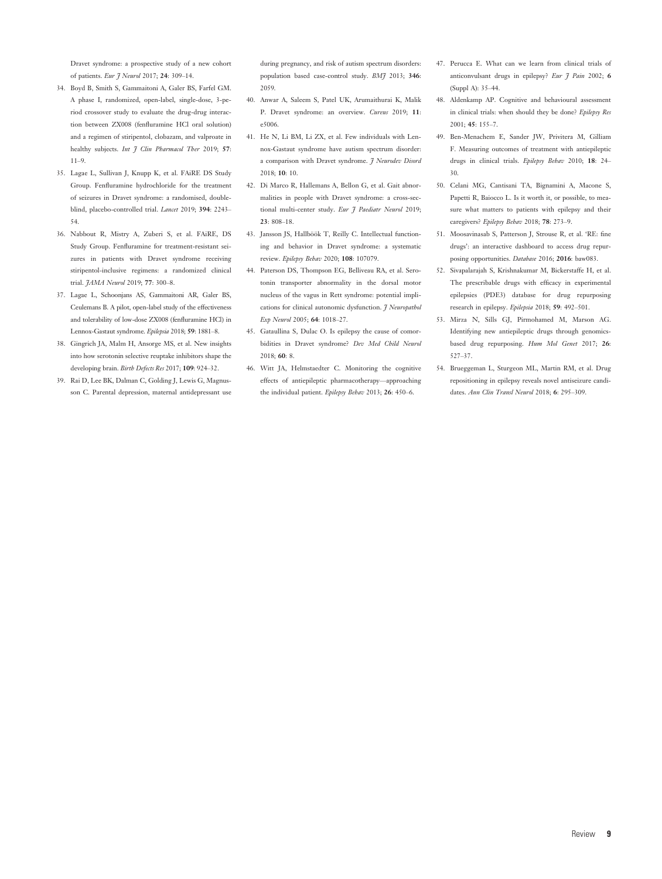Dravet syndrome: a prospective study of a new cohort of patients. *Eur J Neurol* 2017; **24**: 309–14.

34. Boyd B, Smith S, Gammaitoni A, Galer BS, Farfel GM. A phase I, randomized, open-label, single-dose, 3-period crossover study to evaluate the drug-drug interaction between ZX008 (fenfluramine HCl oral solution) and a regimen of stiripentol, clobazam, and valproate in healthy subjects. *Int J Clin Pharmacol Ther* 2019; **57**: 11–9.
35. Lagae L, Sullivan J, Knupp K, et al. FAiRE DS Study Group. Fenfluramine hydrochloride for the treatment of seizures in Dravet syndrome: a randomised, double-blind, placebo-controlled trial. *Lancet* 2019; **394**: 2243–54.
36. Nabbout R, Mistry A, Zuberi S, et al. FAiRE, DS Study Group. Fenfluramine for treatment-resistant seizures in patients with Dravet syndrome receiving stiripentol-inclusive regimens: a randomized clinical trial. *JAMA Neurol* 2019; **77**: 300–8.
37. Lagae L, Schoonjans AS, Gammaitoni AR, Galer BS, Ceulemans B. A pilot, open-label study of the effectiveness and tolerability of low-dose ZX008 (fenfluramine HCl) in Lennox-Gastaut syndrome. *Epilepsia* 2018; **59**: 1881–8.
38. Gingrich JA, Malm H, Ansorge MS, et al. New insights into how serotonin selective reuptake inhibitors shape the developing brain. *Birth Defects Res* 2017; **109**: 924–32.
39. Rai D, Lee BK, Dalman C, Golding J, Lewis G, Magnusson C. Parental depression, maternal antidepressant use during pregnancy, and risk of autism spectrum disorders: population based case-control study. *BMJ* 2013; **346**: 2059.
40. Anwar A, Saleem S, Patel UK, Arumaithurai K, Malik P. Dravet syndrome: an overview. *Cureus* 2019; **11**: e5006.
41. He N, Li BM, Li ZX, et al. Few individuals with Lennox-Gastaut syndrome have autism spectrum disorder: a comparison with Dravet syndrome. *J Neurodev Disord* 2018; **10**: 10.
42. Di Marco R, Hallemans A, Bellon G, et al. Gait abnormalities in people with Dravet syndrome: a cross-sectional multi-center study. *Eur J Paediatr Neurol* 2019; **23**: 808–18.
43. Jansson JS, Hallböök T, Reilly C. Intellectual functioning and behavior in Dravet syndrome: a systematic review. *Epilepsy Behav* 2020; **108**: 107079.
44. Paterson DS, Thompson EG, Belliveau RA, et al. Serotonin transporter abnormality in the dorsal motor nucleus of the vagus in Rett syndrome: potential implications for clinical autonomic dysfunction. *J Neuropathol Exp Neurol* 2005; **64**: 1018–27.
45. Gataullina S, Dulac O. Is epilepsy the cause of comorbidities in Dravet syndrome? *Dev Med Child Neurol* 2018; **60**: 8.
46. Witt JA, Helmstaedter C. Monitoring the cognitive effects of antiepileptic pharmacotherapy—approaching the individual patient. *Epilepsy Behav* 2013; **26**: 450–6.
47. Perucca E. What can we learn from clinical trials of anticonvulsant drugs in epilepsy? *Eur J Pain* 2002; **6** (Suppl A): 35–44.
48. Aldenkamp AP. Cognitive and behavioural assessment in clinical trials: when should they be done? *Epilepsy Res* 2001; **45**: 155–7.
49. Ben-Menachem E, Sander JW, Privitera M, Gilliam F. Measuring outcomes of treatment with antiepileptic drugs in clinical trials. *Epilepsy Behav* 2010; **18**: 24–30.
50. Celani MG, Cantisani TA, Bignamini A, Macone S, Papetti R, Baiocco L. Is it worth it, or possible, to measure what matters to patients with epilepsy and their caregivers? *Epilepsy Behav* 2018; **78**: 273–9.
51. Moosavinasab S, Patterson J, Strouse R, et al. 'RE: fine drugs': an interactive dashboard to access drug repurposing opportunities. *Database* 2016; **2016**: baw083.
52. Sivapalarajah S, Krishnakumar M, Bickerstaffe H, et al. The prescribable drugs with efficacy in experimental epilepsies (PDE3) database for drug repurposing research in epilepsy. *Epilepsia* 2018; **59**: 492–501.
53. Mirza N, Sills GJ, Pirmohamed M, Marson AG. Identifying new antiepileptic drugs through genomics-based drug repurposing. *Hum Mol Genet* 2017; **26**: 527–37.
54. Brueggeman L, Sturgeon ML, Martin RM, et al. Drug repositioning in epilepsy reveals novel antiseizure candidates. *Ann Clin Transl Neurol* 2018; **6**: 295–309.